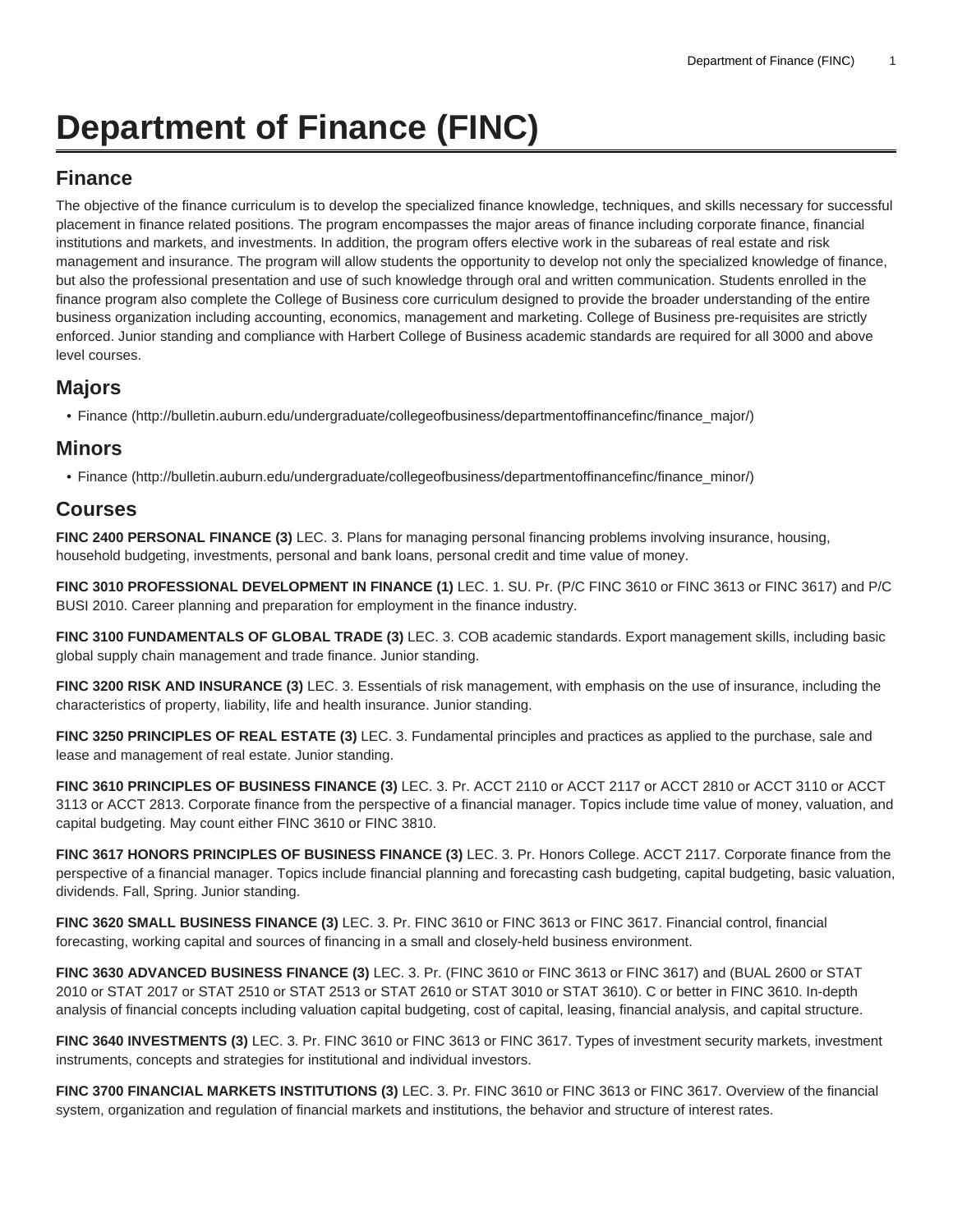# Department of Finance (FINC)

## Finance

The objective of the finance curriculum is to develop the specialized finance knowledge, techniques, and skills necessary for successful placement in finance related positions. The program encompasses the major areas of finance including corporate finance, financial institutions and markets, and investments. In addition, the program offers elective work in the subareas of real estate and risk management and insurance. The program will allow students the opportunity to develop not only the specialized knowledge of finance, but also the professional presentation and use of such knowledge through oral and written communication. Students enrolled in the finance program also complete the College of Business core curriculum designed to provide the broader understanding of the entire business organization including accounting, economics, management and marketing. College of Business pre-requisites are strictly enforced. Junior standing and compliance with Harbert College of Business academic standards are required for all 3000 and above level courses.

## Majors

- Finance (http://bulletin.auburn.edu/undergraduate/collegeofbusiness/departmentoffinancefinc/finance_major/)

## Minors

- Finance (http://bulletin.auburn.edu/undergraduate/collegeofbusiness/departmentoffinancefinc/finance_minor/)

## Courses

**FINC 2400 PERSONAL FINANCE (3)** LEC. 3. Plans for managing personal financing problems involving insurance, housing, household budgeting, investments, personal and bank loans, personal credit and time value of money.

**FINC 3010 PROFESSIONAL DEVELOPMENT IN FINANCE (1)** LEC. 1. SU. Pr. (P/C FINC 3610 or FINC 3613 or FINC 3617) and P/C BUSI 2010. Career planning and preparation for employment in the finance industry.

**FINC 3100 FUNDAMENTALS OF GLOBAL TRADE (3)** LEC. 3. COB academic standards. Export management skills, including basic global supply chain management and trade finance. Junior standing.

**FINC 3200 RISK AND INSURANCE (3)** LEC. 3. Essentials of risk management, with emphasis on the use of insurance, including the characteristics of property, liability, life and health insurance. Junior standing.

**FINC 3250 PRINCIPLES OF REAL ESTATE (3)** LEC. 3. Fundamental principles and practices as applied to the purchase, sale and lease and management of real estate. Junior standing.

**FINC 3610 PRINCIPLES OF BUSINESS FINANCE (3)** LEC. 3. Pr. ACCT 2110 or ACCT 2117 or ACCT 2810 or ACCT 3110 or ACCT 3113 or ACCT 2813. Corporate finance from the perspective of a financial manager. Topics include time value of money, valuation, and capital budgeting. May count either FINC 3610 or FINC 3810.

**FINC 3617 HONORS PRINCIPLES OF BUSINESS FINANCE (3)** LEC. 3. Pr. Honors College. ACCT 2117. Corporate finance from the perspective of a financial manager. Topics include financial planning and forecasting cash budgeting, capital budgeting, basic valuation, dividends. Fall, Spring. Junior standing.

**FINC 3620 SMALL BUSINESS FINANCE (3)** LEC. 3. Pr. FINC 3610 or FINC 3613 or FINC 3617. Financial control, financial forecasting, working capital and sources of financing in a small and closely-held business environment.

**FINC 3630 ADVANCED BUSINESS FINANCE (3)** LEC. 3. Pr. (FINC 3610 or FINC 3613 or FINC 3617) and (BUAL 2600 or STAT 2010 or STAT 2017 or STAT 2510 or STAT 2513 or STAT 2610 or STAT 3010 or STAT 3610). C or better in FINC 3610. In-depth analysis of financial concepts including valuation capital budgeting, cost of capital, leasing, financial analysis, and capital structure.

**FINC 3640 INVESTMENTS (3)** LEC. 3. Pr. FINC 3610 or FINC 3613 or FINC 3617. Types of investment security markets, investment instruments, concepts and strategies for institutional and individual investors.

**FINC 3700 FINANCIAL MARKETS INSTITUTIONS (3)** LEC. 3. Pr. FINC 3610 or FINC 3613 or FINC 3617. Overview of the financial system, organization and regulation of financial markets and institutions, the behavior and structure of interest rates.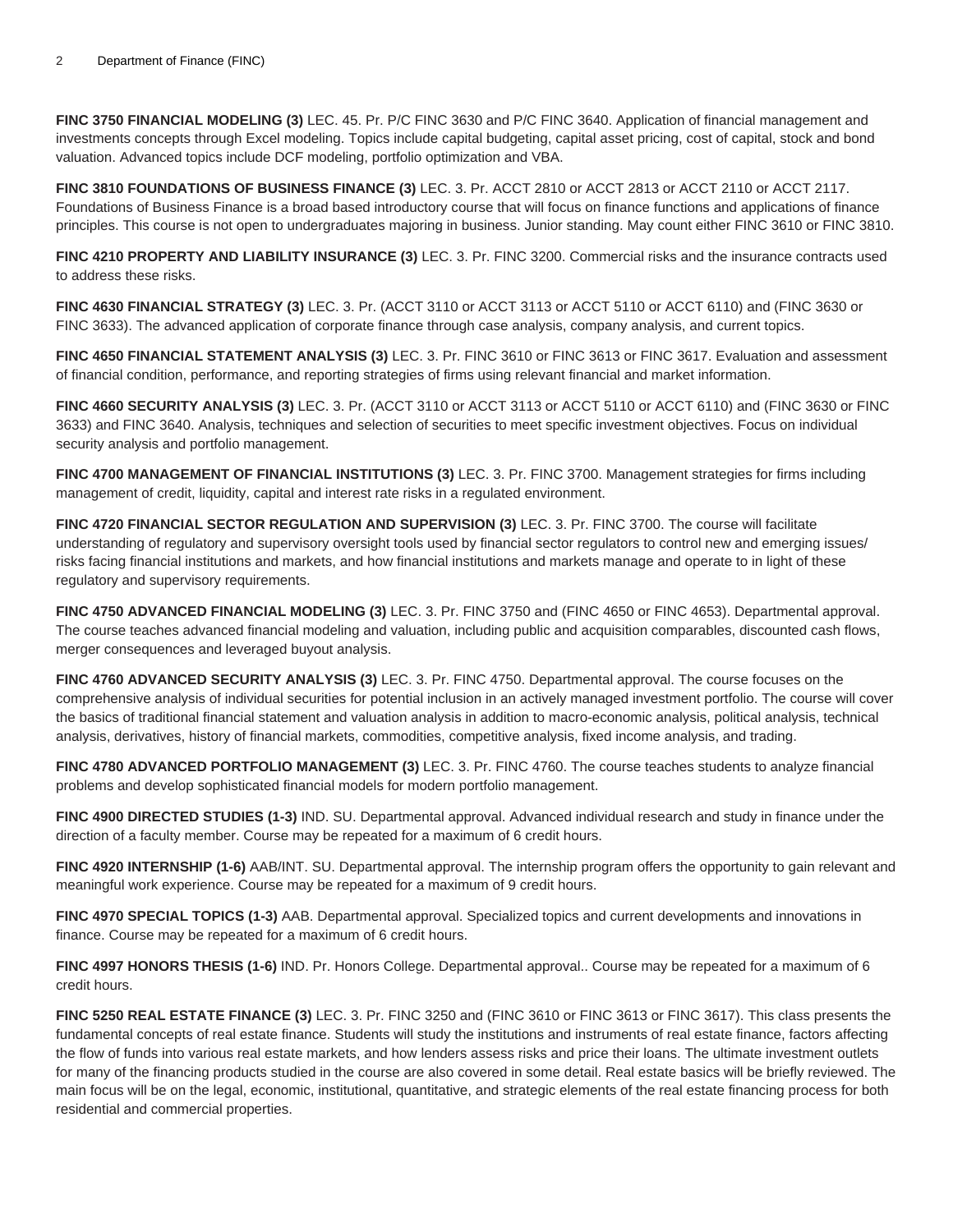**FINC 3750 FINANCIAL MODELING (3)** LEC. 45. Pr. P/C FINC 3630 and P/C FINC 3640. Application of financial management and investments concepts through Excel modeling. Topics include capital budgeting, capital asset pricing, cost of capital, stock and bond valuation. Advanced topics include DCF modeling, portfolio optimization and VBA.

**FINC 3810 FOUNDATIONS OF BUSINESS FINANCE (3)** LEC. 3. Pr. ACCT 2810 or ACCT 2813 or ACCT 2110 or ACCT 2117. Foundations of Business Finance is a broad based introductory course that will focus on finance functions and applications of finance principles. This course is not open to undergraduates majoring in business. Junior standing. May count either FINC 3610 or FINC 3810.

**FINC 4210 PROPERTY AND LIABILITY INSURANCE (3)** LEC. 3. Pr. FINC 3200. Commercial risks and the insurance contracts used to address these risks.

**FINC 4630 FINANCIAL STRATEGY (3)** LEC. 3. Pr. (ACCT 3110 or ACCT 3113 or ACCT 5110 or ACCT 6110) and (FINC 3630 or FINC 3633). The advanced application of corporate finance through case analysis, company analysis, and current topics.

**FINC 4650 FINANCIAL STATEMENT ANALYSIS (3)** LEC. 3. Pr. FINC 3610 or FINC 3613 or FINC 3617. Evaluation and assessment of financial condition, performance, and reporting strategies of firms using relevant financial and market information.

**FINC 4660 SECURITY ANALYSIS (3)** LEC. 3. Pr. (ACCT 3110 or ACCT 3113 or ACCT 5110 or ACCT 6110) and (FINC 3630 or FINC 3633) and FINC 3640. Analysis, techniques and selection of securities to meet specific investment objectives. Focus on individual security analysis and portfolio management.

**FINC 4700 MANAGEMENT OF FINANCIAL INSTITUTIONS (3)** LEC. 3. Pr. FINC 3700. Management strategies for firms including management of credit, liquidity, capital and interest rate risks in a regulated environment.

**FINC 4720 FINANCIAL SECTOR REGULATION AND SUPERVISION (3)** LEC. 3. Pr. FINC 3700. The course will facilitate understanding of regulatory and supervisory oversight tools used by financial sector regulators to control new and emerging issues/ risks facing financial institutions and markets, and how financial institutions and markets manage and operate to in light of these regulatory and supervisory requirements.

**FINC 4750 ADVANCED FINANCIAL MODELING (3)** LEC. 3. Pr. FINC 3750 and (FINC 4650 or FINC 4653). Departmental approval. The course teaches advanced financial modeling and valuation, including public and acquisition comparables, discounted cash flows, merger consequences and leveraged buyout analysis.

**FINC 4760 ADVANCED SECURITY ANALYSIS (3)** LEC. 3. Pr. FINC 4750. Departmental approval. The course focuses on the comprehensive analysis of individual securities for potential inclusion in an actively managed investment portfolio. The course will cover the basics of traditional financial statement and valuation analysis in addition to macro-economic analysis, political analysis, technical analysis, derivatives, history of financial markets, commodities, competitive analysis, fixed income analysis, and trading.

**FINC 4780 ADVANCED PORTFOLIO MANAGEMENT (3)** LEC. 3. Pr. FINC 4760. The course teaches students to analyze financial problems and develop sophisticated financial models for modern portfolio management.

**FINC 4900 DIRECTED STUDIES (1-3)** IND. SU. Departmental approval. Advanced individual research and study in finance under the direction of a faculty member. Course may be repeated for a maximum of 6 credit hours.

**FINC 4920 INTERNSHIP (1-6)** AAB/INT. SU. Departmental approval. The internship program offers the opportunity to gain relevant and meaningful work experience. Course may be repeated for a maximum of 9 credit hours.

**FINC 4970 SPECIAL TOPICS (1-3)** AAB. Departmental approval. Specialized topics and current developments and innovations in finance. Course may be repeated for a maximum of 6 credit hours.

**FINC 4997 HONORS THESIS (1-6)** IND. Pr. Honors College. Departmental approval.. Course may be repeated for a maximum of 6 credit hours.

**FINC 5250 REAL ESTATE FINANCE (3)** LEC. 3. Pr. FINC 3250 and (FINC 3610 or FINC 3613 or FINC 3617). This class presents the fundamental concepts of real estate finance. Students will study the institutions and instruments of real estate finance, factors affecting the flow of funds into various real estate markets, and how lenders assess risks and price their loans. The ultimate investment outlets for many of the financing products studied in the course are also covered in some detail. Real estate basics will be briefly reviewed. The main focus will be on the legal, economic, institutional, quantitative, and strategic elements of the real estate financing process for both residential and commercial properties.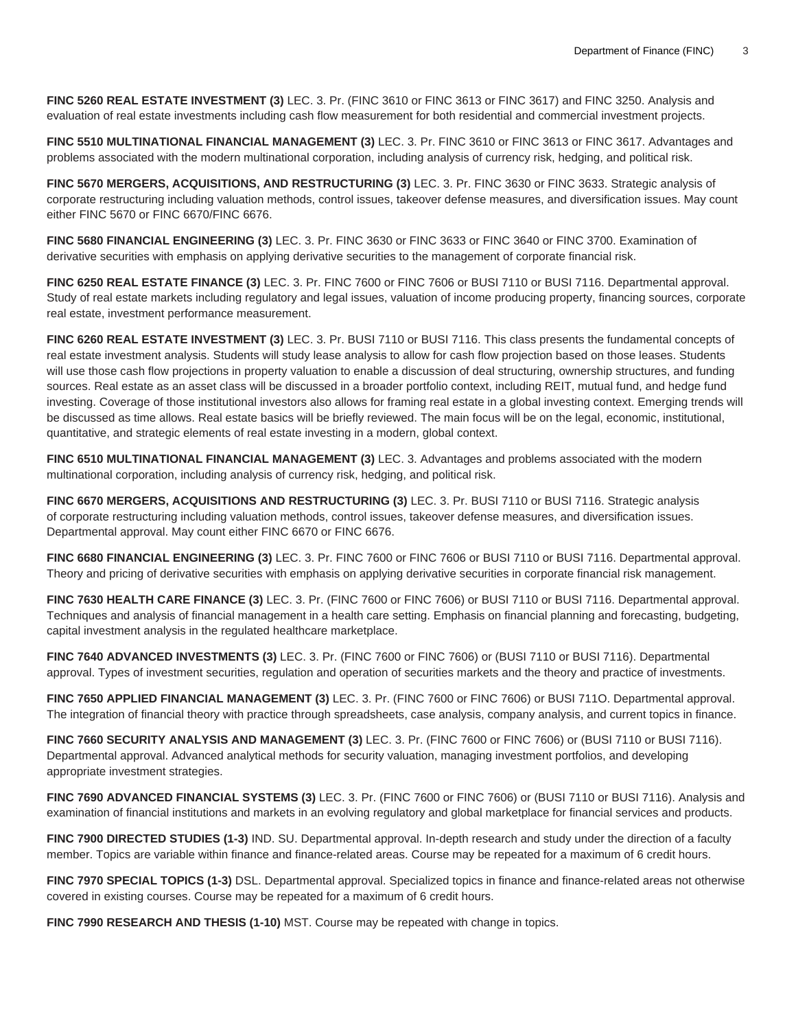**FINC 5260 REAL ESTATE INVESTMENT (3)** LEC. 3. Pr. (FINC 3610 or FINC 3613 or FINC 3617) and FINC 3250. Analysis and evaluation of real estate investments including cash flow measurement for both residential and commercial investment projects.

**FINC 5510 MULTINATIONAL FINANCIAL MANAGEMENT (3)** LEC. 3. Pr. FINC 3610 or FINC 3613 or FINC 3617. Advantages and problems associated with the modern multinational corporation, including analysis of currency risk, hedging, and political risk.

**FINC 5670 MERGERS, ACQUISITIONS, AND RESTRUCTURING (3)** LEC. 3. Pr. FINC 3630 or FINC 3633. Strategic analysis of corporate restructuring including valuation methods, control issues, takeover defense measures, and diversification issues. May count either FINC 5670 or FINC 6670/FINC 6676.

**FINC 5680 FINANCIAL ENGINEERING (3)** LEC. 3. Pr. FINC 3630 or FINC 3633 or FINC 3640 or FINC 3700. Examination of derivative securities with emphasis on applying derivative securities to the management of corporate financial risk.

**FINC 6250 REAL ESTATE FINANCE (3)** LEC. 3. Pr. FINC 7600 or FINC 7606 or BUSI 7110 or BUSI 7116. Departmental approval. Study of real estate markets including regulatory and legal issues, valuation of income producing property, financing sources, corporate real estate, investment performance measurement.

**FINC 6260 REAL ESTATE INVESTMENT (3)** LEC. 3. Pr. BUSI 7110 or BUSI 7116. This class presents the fundamental concepts of real estate investment analysis. Students will study lease analysis to allow for cash flow projection based on those leases. Students will use those cash flow projections in property valuation to enable a discussion of deal structuring, ownership structures, and funding sources. Real estate as an asset class will be discussed in a broader portfolio context, including REIT, mutual fund, and hedge fund investing. Coverage of those institutional investors also allows for framing real estate in a global investing context. Emerging trends will be discussed as time allows. Real estate basics will be briefly reviewed. The main focus will be on the legal, economic, institutional, quantitative, and strategic elements of real estate investing in a modern, global context.

**FINC 6510 MULTINATIONAL FINANCIAL MANAGEMENT (3)** LEC. 3. Advantages and problems associated with the modern multinational corporation, including analysis of currency risk, hedging, and political risk.

**FINC 6670 MERGERS, ACQUISITIONS AND RESTRUCTURING (3)** LEC. 3. Pr. BUSI 7110 or BUSI 7116. Strategic analysis of corporate restructuring including valuation methods, control issues, takeover defense measures, and diversification issues. Departmental approval. May count either FINC 6670 or FINC 6676.

**FINC 6680 FINANCIAL ENGINEERING (3)** LEC. 3. Pr. FINC 7600 or FINC 7606 or BUSI 7110 or BUSI 7116. Departmental approval. Theory and pricing of derivative securities with emphasis on applying derivative securities in corporate financial risk management.

**FINC 7630 HEALTH CARE FINANCE (3)** LEC. 3. Pr. (FINC 7600 or FINC 7606) or BUSI 7110 or BUSI 7116. Departmental approval. Techniques and analysis of financial management in a health care setting. Emphasis on financial planning and forecasting, budgeting, capital investment analysis in the regulated healthcare marketplace.

**FINC 7640 ADVANCED INVESTMENTS (3)** LEC. 3. Pr. (FINC 7600 or FINC 7606) or (BUSI 7110 or BUSI 7116). Departmental approval. Types of investment securities, regulation and operation of securities markets and the theory and practice of investments.

**FINC 7650 APPLIED FINANCIAL MANAGEMENT (3)** LEC. 3. Pr. (FINC 7600 or FINC 7606) or BUSI 711O. Departmental approval. The integration of financial theory with practice through spreadsheets, case analysis, company analysis, and current topics in finance.

**FINC 7660 SECURITY ANALYSIS AND MANAGEMENT (3)** LEC. 3. Pr. (FINC 7600 or FINC 7606) or (BUSI 7110 or BUSI 7116). Departmental approval. Advanced analytical methods for security valuation, managing investment portfolios, and developing appropriate investment strategies.

**FINC 7690 ADVANCED FINANCIAL SYSTEMS (3)** LEC. 3. Pr. (FINC 7600 or FINC 7606) or (BUSI 7110 or BUSI 7116). Analysis and examination of financial institutions and markets in an evolving regulatory and global marketplace for financial services and products.

**FINC 7900 DIRECTED STUDIES (1-3)** IND. SU. Departmental approval. In-depth research and study under the direction of a faculty member. Topics are variable within finance and finance-related areas. Course may be repeated for a maximum of 6 credit hours.

**FINC 7970 SPECIAL TOPICS (1-3)** DSL. Departmental approval. Specialized topics in finance and finance-related areas not otherwise covered in existing courses. Course may be repeated for a maximum of 6 credit hours.

**FINC 7990 RESEARCH AND THESIS (1-10)** MST. Course may be repeated with change in topics.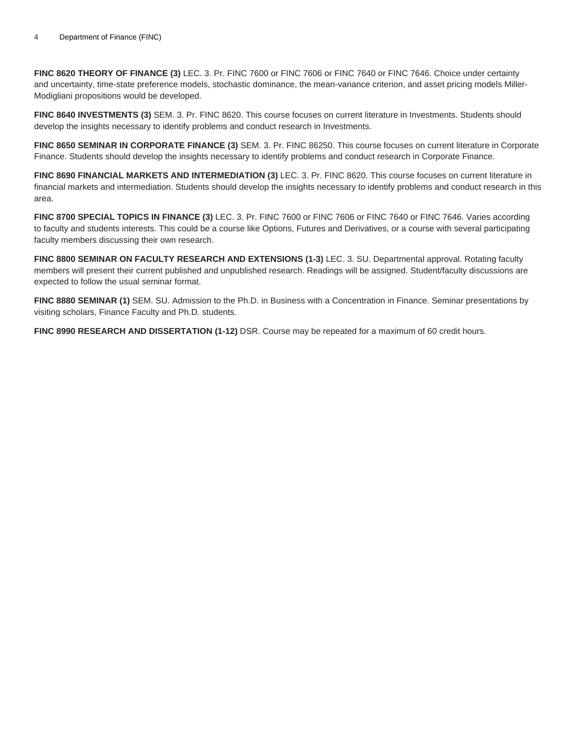**FINC 8620 THEORY OF FINANCE (3)** LEC. 3. Pr. FINC 7600 or FINC 7606 or FINC 7640 or FINC 7646. Choice under certainty and uncertainty, time-state preference models, stochastic dominance, the mean-variance criterion, and asset pricing models Miller-Modigliani propositions would be developed.

**FINC 8640 INVESTMENTS (3)** SEM. 3. Pr. FINC 8620. This course focuses on current literature in Investments. Students should develop the insights necessary to identify problems and conduct research in Investments.

**FINC 8650 SEMINAR IN CORPORATE FINANCE (3)** SEM. 3. Pr. FINC 86250. This course focuses on current literature in Corporate Finance. Students should develop the insights necessary to identify problems and conduct research in Corporate Finance.

**FINC 8690 FINANCIAL MARKETS AND INTERMEDIATION (3)** LEC. 3. Pr. FINC 8620. This course focuses on current literature in financial markets and intermediation. Students should develop the insights necessary to identify problems and conduct research in this area.

**FINC 8700 SPECIAL TOPICS IN FINANCE (3)** LEC. 3. Pr. FINC 7600 or FINC 7606 or FINC 7640 or FINC 7646. Varies according to faculty and students interests. This could be a course like Options, Futures and Derivatives, or a course with several participating faculty members discussing their own research.

**FINC 8800 SEMINAR ON FACULTY RESEARCH AND EXTENSIONS (1-3)** LEC. 3. SU. Departmental approval. Rotating faculty members will present their current published and unpublished research. Readings will be assigned. Student/faculty discussions are expected to follow the usual seminar format.

**FINC 8880 SEMINAR (1)** SEM. SU. Admission to the Ph.D. in Business with a Concentration in Finance. Seminar presentations by visiting scholars, Finance Faculty and Ph.D. students.

**FINC 8990 RESEARCH AND DISSERTATION (1-12)** DSR. Course may be repeated for a maximum of 60 credit hours.